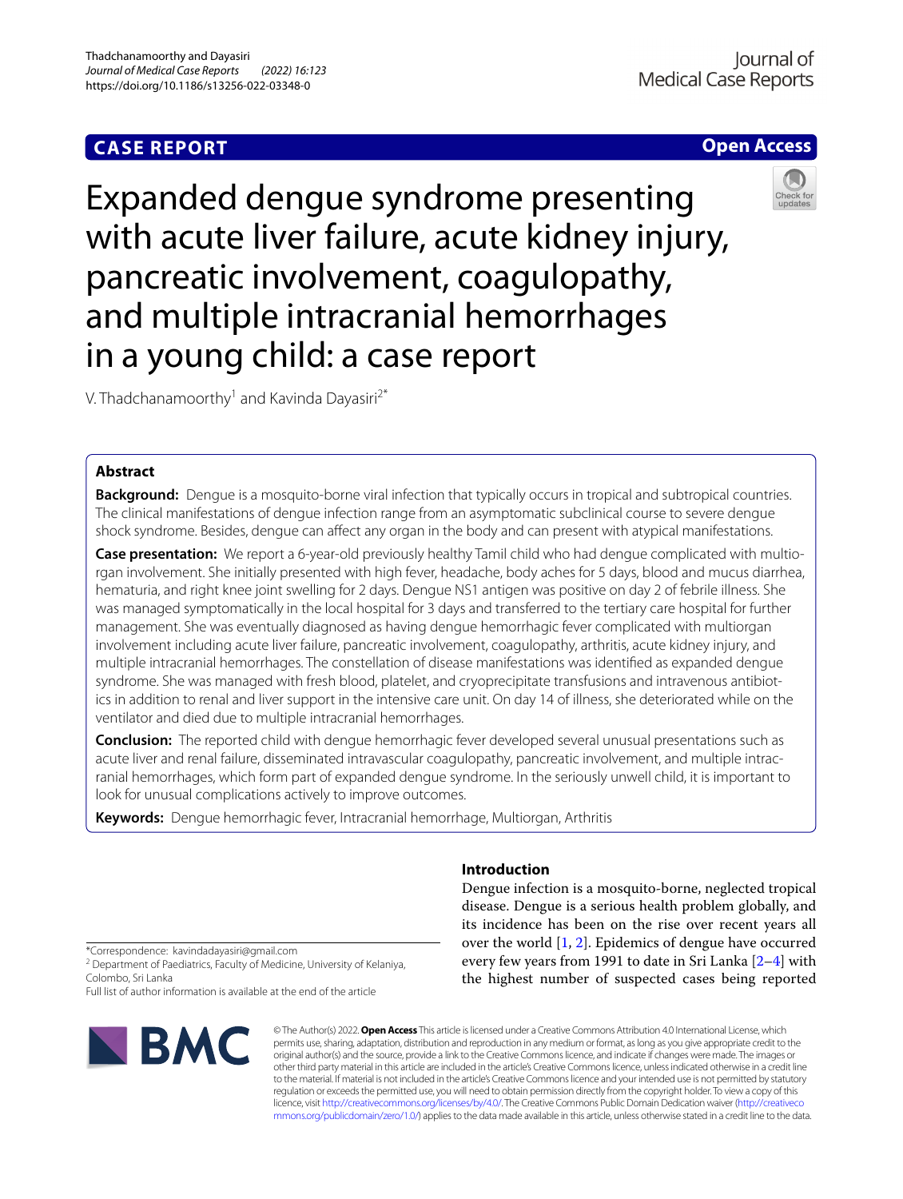CASE REPORT

Open Access

# Expanded dengue syndrome presenting with acute liver failure, acute kidney injury, pancreatic involvement, coagulopathy, and multiple intracranial hemorrhages in a young child: a case report

V. Thadchanamoorthy[1] and Kavinda Dayasiri[2*]

## Abstract

**Background:** Dengue is a mosquito-borne viral infection that typically occurs in tropical and subtropical countries. The clinical manifestations of dengue infection range from an asymptomatic subclinical course to severe dengue shock syndrome. Besides, dengue can affect any organ in the body and can present with atypical manifestations.

**Case presentation:** We report a 6-year-old previously healthy Tamil child who had dengue complicated with multiorgan involvement. She initially presented with high fever, headache, body aches for 5 days, blood and mucus diarrhea, hematuria, and right knee joint swelling for 2 days. Dengue NS1 antigen was positive on day 2 of febrile illness. She was managed symptomatically in the local hospital for 3 days and transferred to the tertiary care hospital for further management. She was eventually diagnosed as having dengue hemorrhagic fever complicated with multiorgan involvement including acute liver failure, pancreatic involvement, coagulopathy, arthritis, acute kidney injury, and multiple intracranial hemorrhages. The constellation of disease manifestations was identified as expanded dengue syndrome. She was managed with fresh blood, platelet, and cryoprecipitate transfusions and intravenous antibiotics in addition to renal and liver support in the intensive care unit. On day 14 of illness, she deteriorated while on the ventilator and died due to multiple intracranial hemorrhages.

**Conclusion:** The reported child with dengue hemorrhagic fever developed several unusual presentations such as acute liver and renal failure, disseminated intravascular coagulopathy, pancreatic involvement, and multiple intracranial hemorrhages, which form part of expanded dengue syndrome. In the seriously unwell child, it is important to look for unusual complications actively to improve outcomes.

**Keywords:** Dengue hemorrhagic fever, Intracranial hemorrhage, Multiorgan, Arthritis

## Introduction

Dengue infection is a mosquito-borne, neglected tropical disease. Dengue is a serious health problem globally, and its incidence has been on the rise over recent years all over the world [1, 2]. Epidemics of dengue have occurred every few years from 1991 to date in Sri Lanka [2–4] with the highest number of suspected cases being reported

*Correspondence: kavindadayasiri@gmail.com
[2] Department of Paediatrics, Faculty of Medicine, University of Kelaniya, Colombo, Sri Lanka
Full list of author information is available at the end of the article

© The Author(s) 2022. **Open Access** This article is licensed under a Creative Commons Attribution 4.0 International License, which permits use, sharing, adaptation, distribution and reproduction in any medium or format, as long as you give appropriate credit to the original author(s) and the source, provide a link to the Creative Commons licence, and indicate if changes were made. The images or other third party material in this article are included in the article's Creative Commons licence, unless indicated otherwise in a credit line to the material. If material is not included in the article's Creative Commons licence and your intended use is not permitted by statutory regulation or exceeds the permitted use, you will need to obtain permission directly from the copyright holder. To view a copy of this licence, visit http://creativecommons.org/licenses/by/4.0/. The Creative Commons Public Domain Dedication waiver (http://creativecommons.org/publicdomain/zero/1.0/) applies to the data made available in this article, unless otherwise stated in a credit line to the data.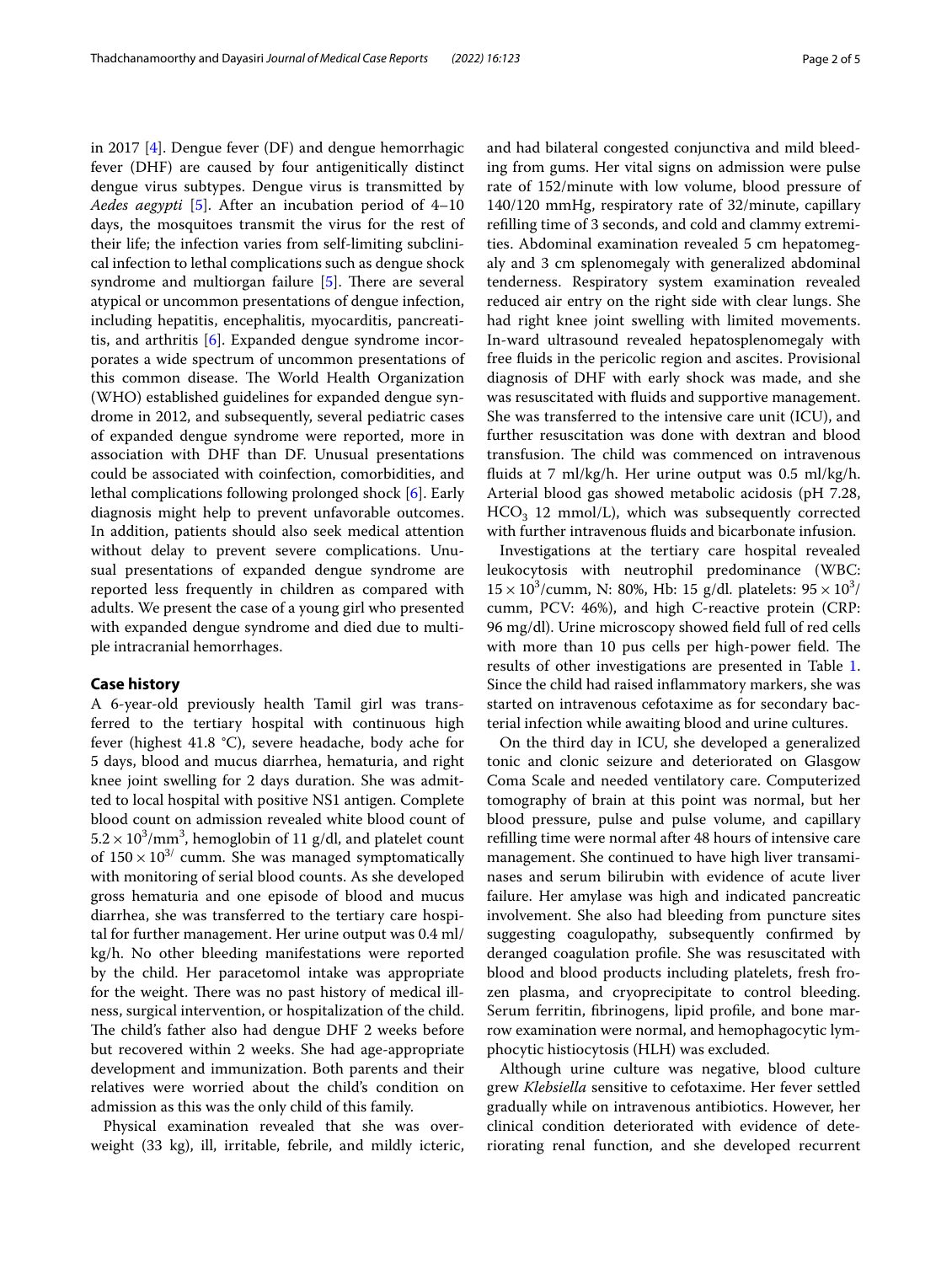in 2017 [4]. Dengue fever (DF) and dengue hemorrhagic fever (DHF) are caused by four antigenitically distinct dengue virus subtypes. Dengue virus is transmitted by *Aedes aegypti* [5]. After an incubation period of 4–10 days, the mosquitoes transmit the virus for the rest of their life; the infection varies from self-limiting subclinical infection to lethal complications such as dengue shock syndrome and multiorgan failure [5]. There are several atypical or uncommon presentations of dengue infection, including hepatitis, encephalitis, myocarditis, pancreatitis, and arthritis [6]. Expanded dengue syndrome incorporates a wide spectrum of uncommon presentations of this common disease. The World Health Organization (WHO) established guidelines for expanded dengue syndrome in 2012, and subsequently, several pediatric cases of expanded dengue syndrome were reported, more in association with DHF than DF. Unusual presentations could be associated with coinfection, comorbidities, and lethal complications following prolonged shock [6]. Early diagnosis might help to prevent unfavorable outcomes. In addition, patients should also seek medical attention without delay to prevent severe complications. Unusual presentations of expanded dengue syndrome are reported less frequently in children as compared with adults. We present the case of a young girl who presented with expanded dengue syndrome and died due to multiple intracranial hemorrhages.

## Case history

A 6-year-old previously health Tamil girl was transferred to the tertiary hospital with continuous high fever (highest 41.8 °C), severe headache, body ache for 5 days, blood and mucus diarrhea, hematuria, and right knee joint swelling for 2 days duration. She was admitted to local hospital with positive NS1 antigen. Complete blood count on admission revealed white blood count of $5.2 \times 10^3/\text{mm}^3$, hemoglobin of 11 g/dl, and platelet count of $150 \times 10^{3/}$ cumm. She was managed symptomatically with monitoring of serial blood counts. As she developed gross hematuria and one episode of blood and mucus diarrhea, she was transferred to the tertiary care hospital for further management. Her urine output was 0.4 ml/kg/h. No other bleeding manifestations were reported by the child. Her paracetomol intake was appropriate for the weight. There was no past history of medical illness, surgical intervention, or hospitalization of the child. The child's father also had dengue DHF 2 weeks before but recovered within 2 weeks. She had age-appropriate development and immunization. Both parents and their relatives were worried about the child's condition on admission as this was the only child of this family.

Physical examination revealed that she was overweight (33 kg), ill, irritable, febrile, and mildly icteric, and had bilateral congested conjunctiva and mild bleeding from gums. Her vital signs on admission were pulse rate of 152/minute with low volume, blood pressure of 140/120 mmHg, respiratory rate of 32/minute, capillary refilling time of 3 seconds, and cold and clammy extremities. Abdominal examination revealed 5 cm hepatomegaly and 3 cm splenomegaly with generalized abdominal tenderness. Respiratory system examination revealed reduced air entry on the right side with clear lungs. She had right knee joint swelling with limited movements. In-ward ultrasound revealed hepatosplenomegaly with free fluids in the pericolic region and ascites. Provisional diagnosis of DHF with early shock was made, and she was resuscitated with fluids and supportive management. She was transferred to the intensive care unit (ICU), and further resuscitation was done with dextran and blood transfusion. The child was commenced on intravenous fluids at 7 ml/kg/h. Her urine output was 0.5 ml/kg/h. Arterial blood gas showed metabolic acidosis (pH 7.28, $HCO_3$ 12 mmol/L), which was subsequently corrected with further intravenous fluids and bicarbonate infusion.

Investigations at the tertiary care hospital revealed leukocytosis with neutrophil predominance (WBC: $15 \times 10^3$/cumm, N: 80%, Hb: 15 g/dl. platelets: $95 \times 10^3$/cumm, PCV: 46%), and high C-reactive protein (CRP: 96 mg/dl). Urine microscopy showed field full of red cells with more than 10 pus cells per high-power field. The results of other investigations are presented in Table 1. Since the child had raised inflammatory markers, she was started on intravenous cefotaxime as for secondary bacterial infection while awaiting blood and urine cultures.

On the third day in ICU, she developed a generalized tonic and clonic seizure and deteriorated on Glasgow Coma Scale and needed ventilatory care. Computerized tomography of brain at this point was normal, but her blood pressure, pulse and pulse volume, and capillary refilling time were normal after 48 hours of intensive care management. She continued to have high liver transaminases and serum bilirubin with evidence of acute liver failure. Her amylase was high and indicated pancreatic involvement. She also had bleeding from puncture sites suggesting coagulopathy, subsequently confirmed by deranged coagulation profile. She was resuscitated with blood and blood products including platelets, fresh frozen plasma, and cryoprecipitate to control bleeding. Serum ferritin, fibrinogens, lipid profile, and bone marrow examination were normal, and hemophagocytic lymphocytic histiocytosis (HLH) was excluded.

Although urine culture was negative, blood culture grew *Klebsiella* sensitive to cefotaxime. Her fever settled gradually while on intravenous antibiotics. However, her clinical condition deteriorated with evidence of deteriorating renal function, and she developed recurrent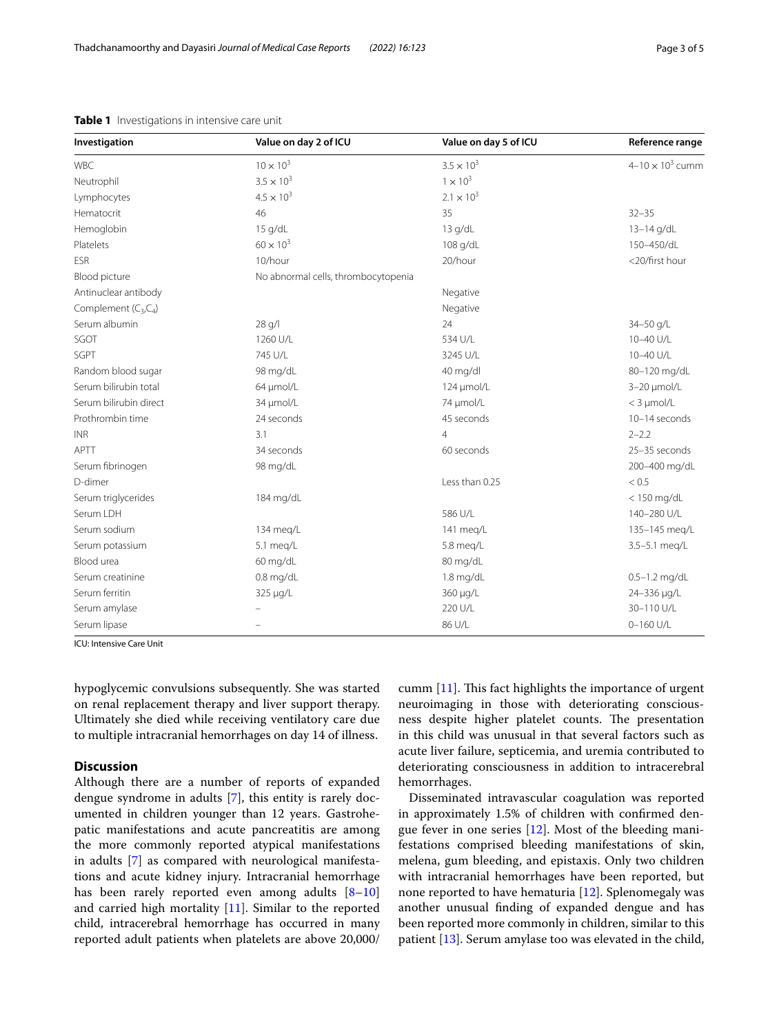**Table 1** Investigations in intensive care unit

| Investigation | Value on day 2 of ICU | Value on day 5 of ICU | Reference range |
|---|---|---|---|
| WBC | $10 \times 10^3$ | $3.5 \times 10^3$ | $4–10 \times 10^3$ cumm |
| Neutrophil | $3.5 \times 10^3$ | $1 \times 10^3$ | |
| Lymphocytes | $4.5 \times 10^3$ | $2.1 \times 10^3$ | |
| Hematocrit | 46 | 35 | 32–35 |
| Hemoglobin | 15 g/dL | 13 g/dL | 13–14 g/dL |
| Platelets | $60 \times 10^3$ | 108 g/dL | 150–450/dL |
| ESR | 10/hour | 20/hour | <20/first hour |
| Blood picture | No abnormal cells, thrombocytopenia | | |
| Antinuclear antibody | | Negative | |
| Complement ($C_3$,$C_4$) | | Negative | |
| Serum albumin | 28 g/l | 24 | 34–50 g/L |
| SGOT | 1260 U/L | 534 U/L | 10–40 U/L |
| SGPT | 745 U/L | 3245 U/L | 10–40 U/L |
| Random blood sugar | 98 mg/dL | 40 mg/dl | 80–120 mg/dL |
| Serum bilirubin total | 64 µmol/L | 124 µmol/L | 3–20 µmol/L |
| Serum bilirubin direct | 34 µmol/L | 74 µmol/L | < 3 µmol/L |
| Prothrombin time | 24 seconds | 45 seconds | 10–14 seconds |
| INR | 3.1 | 4 | 2–2.2 |
| APTT | 34 seconds | 60 seconds | 25–35 seconds |
| Serum fibrinogen | 98 mg/dL | | 200–400 mg/dL |
| D-dimer | | Less than 0.25 | < 0.5 |
| Serum triglycerides | 184 mg/dL | | < 150 mg/dL |
| Serum LDH | | 586 U/L | 140–280 U/L |
| Serum sodium | 134 meq/L | 141 meq/L | 135–145 meq/L |
| Serum potassium | 5.1 meq/L | 5.8 meq/L | 3.5–5.1 meq/L |
| Blood urea | 60 mg/dL | 80 mg/dL | |
| Serum creatinine | 0.8 mg/dL | 1.8 mg/dL | 0.5–1.2 mg/dL |
| Serum ferritin | 325 µg/L | 360 µg/L | 24–336 µg/L |
| Serum amylase | – | 220 U/L | 30–110 U/L |
| Serum lipase | – | 86 U/L | 0–160 U/L |

ICU: Intensive Care Unit

hypoglycemic convulsions subsequently. She was started on renal replacement therapy and liver support therapy. Ultimately she died while receiving ventilatory care due to multiple intracranial hemorrhages on day 14 of illness.

## Discussion

Although there are a number of reports of expanded dengue syndrome in adults [7], this entity is rarely documented in children younger than 12 years. Gastrohepatic manifestations and acute pancreatitis are among the more commonly reported atypical manifestations in adults [7] as compared with neurological manifestations and acute kidney injury. Intracranial hemorrhage has been rarely reported even among adults [8–10] and carried high mortality [11]. Similar to the reported child, intracerebral hemorrhage has occurred in many reported adult patients when platelets are above 20,000/cumm [11]. This fact highlights the importance of urgent neuroimaging in those with deteriorating consciousness despite higher platelet counts. The presentation in this child was unusual in that several factors such as acute liver failure, septicemia, and uremia contributed to deteriorating consciousness in addition to intracerebral hemorrhages.

Disseminated intravascular coagulation was reported in approximately 1.5% of children with confirmed dengue fever in one series [12]. Most of the bleeding manifestations comprised bleeding manifestations of skin, melena, gum bleeding, and epistaxis. Only two children with intracranial hemorrhages have been reported, but none reported to have hematuria [12]. Splenomegaly was another unusual finding of expanded dengue and has been reported more commonly in children, similar to this patient [13]. Serum amylase too was elevated in the child,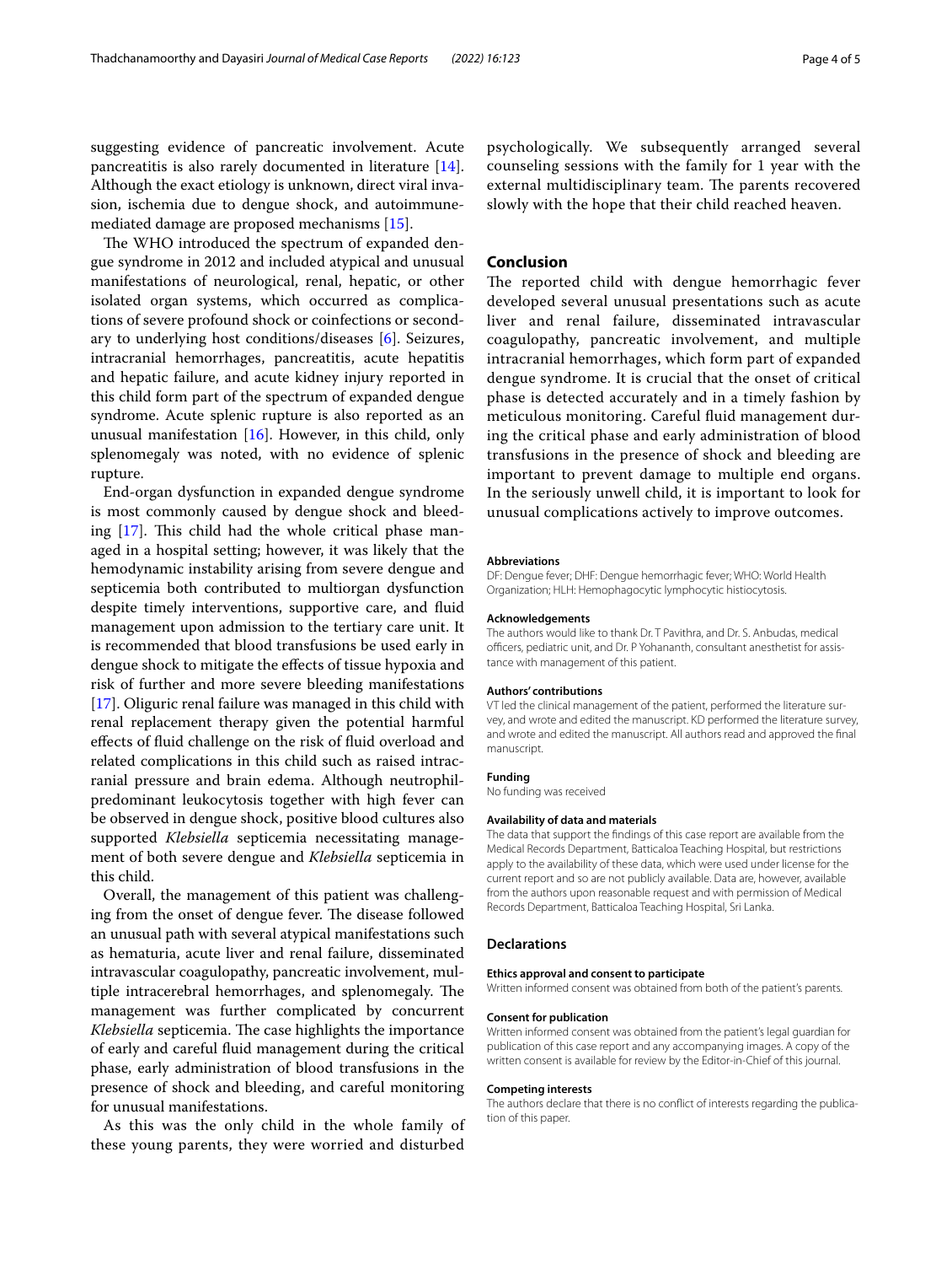suggesting evidence of pancreatic involvement. Acute pancreatitis is also rarely documented in literature [14]. Although the exact etiology is unknown, direct viral invasion, ischemia due to dengue shock, and autoimmune-mediated damage are proposed mechanisms [15].

The WHO introduced the spectrum of expanded dengue syndrome in 2012 and included atypical and unusual manifestations of neurological, renal, hepatic, or other isolated organ systems, which occurred as complications of severe profound shock or coinfections or secondary to underlying host conditions/diseases [6]. Seizures, intracranial hemorrhages, pancreatitis, acute hepatitis and hepatic failure, and acute kidney injury reported in this child form part of the spectrum of expanded dengue syndrome. Acute splenic rupture is also reported as an unusual manifestation [16]. However, in this child, only splenomegaly was noted, with no evidence of splenic rupture.

End-organ dysfunction in expanded dengue syndrome is most commonly caused by dengue shock and bleeding [17]. This child had the whole critical phase managed in a hospital setting; however, it was likely that the hemodynamic instability arising from severe dengue and septicemia both contributed to multiorgan dysfunction despite timely interventions, supportive care, and fluid management upon admission to the tertiary care unit. It is recommended that blood transfusions be used early in dengue shock to mitigate the effects of tissue hypoxia and risk of further and more severe bleeding manifestations [17]. Oliguric renal failure was managed in this child with renal replacement therapy given the potential harmful effects of fluid challenge on the risk of fluid overload and related complications in this child such as raised intracranial pressure and brain edema. Although neutrophil-predominant leukocytosis together with high fever can be observed in dengue shock, positive blood cultures also supported *Klebsiella* septicemia necessitating management of both severe dengue and *Klebsiella* septicemia in this child.

Overall, the management of this patient was challenging from the onset of dengue fever. The disease followed an unusual path with several atypical manifestations such as hematuria, acute liver and renal failure, disseminated intravascular coagulopathy, pancreatic involvement, multiple intracerebral hemorrhages, and splenomegaly. The management was further complicated by concurrent *Klebsiella* septicemia. The case highlights the importance of early and careful fluid management during the critical phase, early administration of blood transfusions in the presence of shock and bleeding, and careful monitoring for unusual manifestations.

As this was the only child in the whole family of these young parents, they were worried and disturbed psychologically. We subsequently arranged several counseling sessions with the family for 1 year with the external multidisciplinary team. The parents recovered slowly with the hope that their child reached heaven.

## Conclusion

The reported child with dengue hemorrhagic fever developed several unusual presentations such as acute liver and renal failure, disseminated intravascular coagulopathy, pancreatic involvement, and multiple intracranial hemorrhages, which form part of expanded dengue syndrome. It is crucial that the onset of critical phase is detected accurately and in a timely fashion by meticulous monitoring. Careful fluid management during the critical phase and early administration of blood transfusions in the presence of shock and bleeding are important to prevent damage to multiple end organs. In the seriously unwell child, it is important to look for unusual complications actively to improve outcomes.

#### Abbreviations

DF: Dengue fever; DHF: Dengue hemorrhagic fever; WHO: World Health Organization; HLH: Hemophagocytic lymphocytic histiocytosis.

#### Acknowledgements

The authors would like to thank Dr. T Pavithra, and Dr. S. Anbudas, medical officers, pediatric unit, and Dr. P Yohananth, consultant anesthetist for assistance with management of this patient.

#### Authors' contributions

VT led the clinical management of the patient, performed the literature survey, and wrote and edited the manuscript. KD performed the literature survey, and wrote and edited the manuscript. All authors read and approved the final manuscript.

#### Funding

No funding was received

#### Availability of data and materials

The data that support the findings of this case report are available from the Medical Records Department, Batticaloa Teaching Hospital, but restrictions apply to the availability of these data, which were used under license for the current report and so are not publicly available. Data are, however, available from the authors upon reasonable request and with permission of Medical Records Department, Batticaloa Teaching Hospital, Sri Lanka.

## Declarations

#### Ethics approval and consent to participate

Written informed consent was obtained from both of the patient's parents.

#### Consent for publication

Written informed consent was obtained from the patient's legal guardian for publication of this case report and any accompanying images. A copy of the written consent is available for review by the Editor-in-Chief of this journal.

#### Competing interests

The authors declare that there is no conflict of interests regarding the publication of this paper.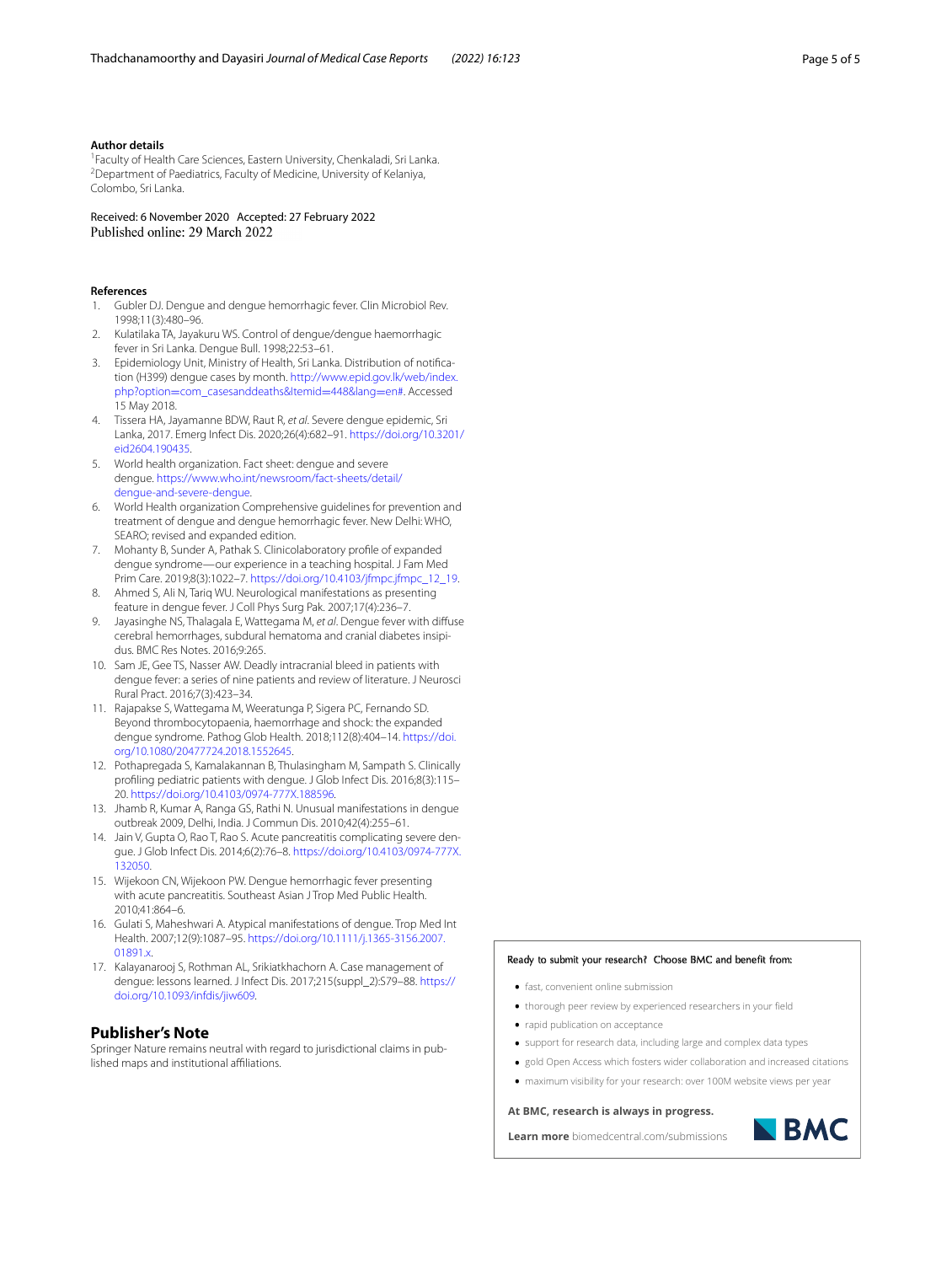#### Author details

[1]Faculty of Health Care Sciences, Eastern University, Chenkaladi, Sri Lanka. [2]Department of Paediatrics, Faculty of Medicine, University of Kelaniya, Colombo, Sri Lanka.

Received: 6 November 2020 Accepted: 27 February 2022
Published online: 29 March 2022

#### References

1. Gubler DJ. Dengue and dengue hemorrhagic fever. Clin Microbiol Rev. 1998;11(3):480–96.
2. Kulatilaka TA, Jayakuru WS. Control of dengue/dengue haemorrhagic fever in Sri Lanka. Dengue Bull. 1998;22:53–61.
3. Epidemiology Unit, Ministry of Health, Sri Lanka. Distribution of notification (H399) dengue cases by month. http://www.epid.gov.lk/web/index.php?option=com_casesanddeaths&Itemid=448&lang=en#. Accessed 15 May 2018.
4. Tissera HA, Jayamanne BDW, Raut R, *et al*. Severe dengue epidemic, Sri Lanka, 2017. Emerg Infect Dis. 2020;26(4):682–91. https://doi.org/10.3201/eid2604.190435.
5. World health organization. Fact sheet: dengue and severe dengue. https://www.who.int/newsroom/fact-sheets/detail/dengue-and-severe-dengue.
6. World Health organization Comprehensive guidelines for prevention and treatment of dengue and dengue hemorrhagic fever. New Delhi: WHO, SEARO; revised and expanded edition.
7. Mohanty B, Sunder A, Pathak S. Clinicolaboratory profile of expanded dengue syndrome—our experience in a teaching hospital. J Fam Med Prim Care. 2019;8(3):1022–7. https://doi.org/10.4103/jfmpc.jfmpc_12_19.
8. Ahmed S, Ali N, Tariq WU. Neurological manifestations as presenting feature in dengue fever. J Coll Phys Surg Pak. 2007;17(4):236–7.
9. Jayasinghe NS, Thalagala E, Wattegama M, *et al*. Dengue fever with diffuse cerebral hemorrhages, subdural hematoma and cranial diabetes insipidus. BMC Res Notes. 2016;9:265.
10. Sam JE, Gee TS, Nasser AW. Deadly intracranial bleed in patients with dengue fever: a series of nine patients and review of literature. J Neurosci Rural Pract. 2016;7(3):423–34.
11. Rajapakse S, Wattegama M, Weeratunga P, Sigera PC, Fernando SD. Beyond thrombocytopaenia, haemorrhage and shock: the expanded dengue syndrome. Pathog Glob Health. 2018;112(8):404–14. https://doi.org/10.1080/20477724.2018.1552645.
12. Pothapregada S, Kamalakannan B, Thulasingham M, Sampath S. Clinically profiling pediatric patients with dengue. J Glob Infect Dis. 2016;8(3):115–20. https://doi.org/10.4103/0974-777X.188596.
13. Jhamb R, Kumar A, Ranga GS, Rathi N. Unusual manifestations in dengue outbreak 2009, Delhi, India. J Commun Dis. 2010;42(4):255–61.
14. Jain V, Gupta O, Rao T, Rao S. Acute pancreatitis complicating severe dengue. J Glob Infect Dis. 2014;6(2):76–8. https://doi.org/10.4103/0974-777X.132050.
15. Wijekoon CN, Wijekoon PW. Dengue hemorrhagic fever presenting with acute pancreatitis. Southeast Asian J Trop Med Public Health. 2010;41:864–6.
16. Gulati S, Maheshwari A. Atypical manifestations of dengue. Trop Med Int Health. 2007;12(9):1087–95. https://doi.org/10.1111/j.1365-3156.2007.01891.x.
17. Kalayanarooj S, Rothman AL, Srikiatkhachorn A. Case management of dengue: lessons learned. J Infect Dis. 2017;215(suppl_2):S79–88. https://doi.org/10.1093/infdis/jiw609.

## Publisher's Note

Springer Nature remains neutral with regard to jurisdictional claims in published maps and institutional affiliations.

Ready to submit your research? Choose BMC and benefit from:

- fast, convenient online submission
- thorough peer review by experienced researchers in your field
- rapid publication on acceptance
- support for research data, including large and complex data types
- gold Open Access which fosters wider collaboration and increased citations
- maximum visibility for your research: over 100M website views per year

**At BMC, research is always in progress.**

**Learn more** biomedcentral.com/submissions

BMC